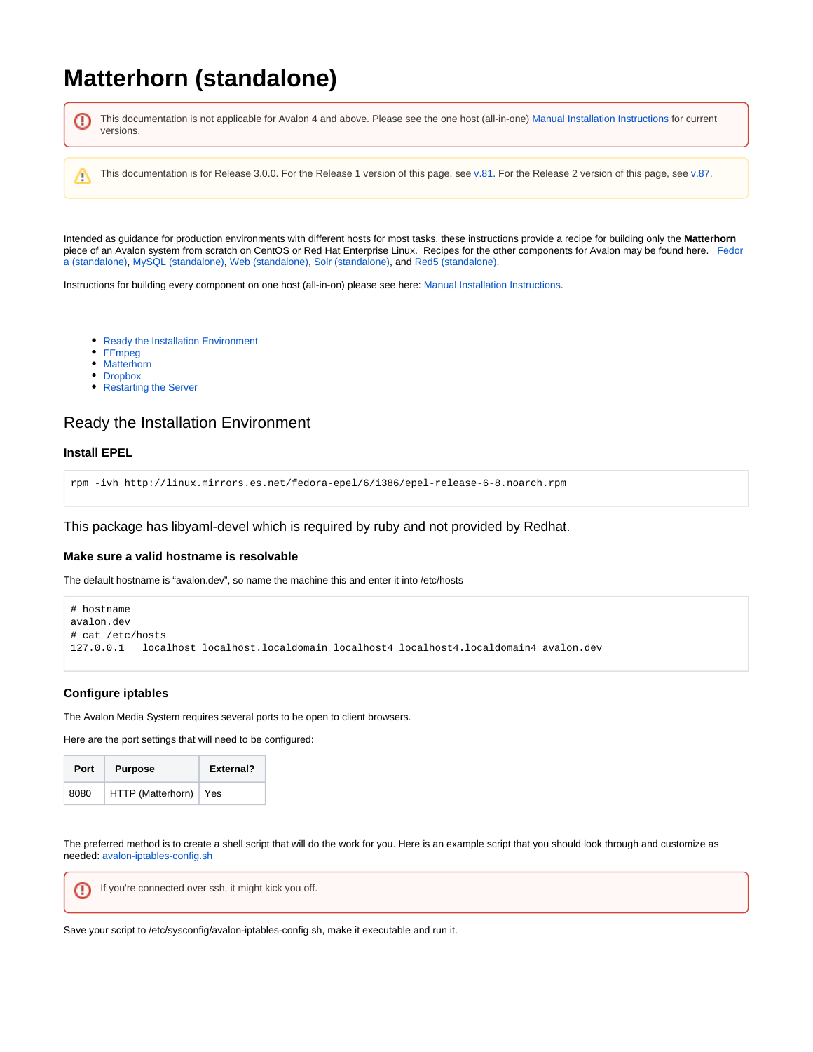# Matterhorn (standalone)

> This documentation is not applicable for Avalon 4 and above. Please see the one host (all-in-one) Manual Installation Instructions for current versions.

> This documentation is for Release 3.0.0. For the Release 1 version of this page, see v.81. For the Release 2 version of this page, see v.87.

Intended as guidance for production environments with different hosts for most tasks, these instructions provide a recipe for building only the **Matterhorn** piece of an Avalon system from scratch on CentOS or Red Hat Enterprise Linux. Recipes for the other components for Avalon may be found here. Fedora (standalone), MySQL (standalone), Web (standalone), Solr (standalone), and Red5 (standalone).

Instructions for building every component on one host (all-in-on) please see here: Manual Installation Instructions.

- Ready the Installation Environment
- FFmpeg
- Matterhorn
- Dropbox
- Restarting the Server

## Ready the Installation Environment

### Install EPEL

```
rpm -ivh http://linux.mirrors.es.net/fedora-epel/6/i386/epel-release-6-8.noarch.rpm
```

This package has libyaml-devel which is required by ruby and not provided by Redhat.

### Make sure a valid hostname is resolvable

The default hostname is "avalon.dev", so name the machine this and enter it into /etc/hosts

```
# hostname
avalon.dev
# cat /etc/hosts
127.0.0.1   localhost localhost.localdomain localhost4 localhost4.localdomain4 avalon.dev
```

### Configure iptables

The Avalon Media System requires several ports to be open to client browsers.

Here are the port settings that will need to be configured:

| Port | Purpose | External? |
|---|---|---|
| 8080 | HTTP (Matterhorn) | Yes |

The preferred method is to create a shell script that will do the work for you. Here is an example script that you should look through and customize as needed: avalon-iptables-config.sh

> If you're connected over ssh, it might kick you off.

Save your script to /etc/sysconfig/avalon-iptables-config.sh, make it executable and run it.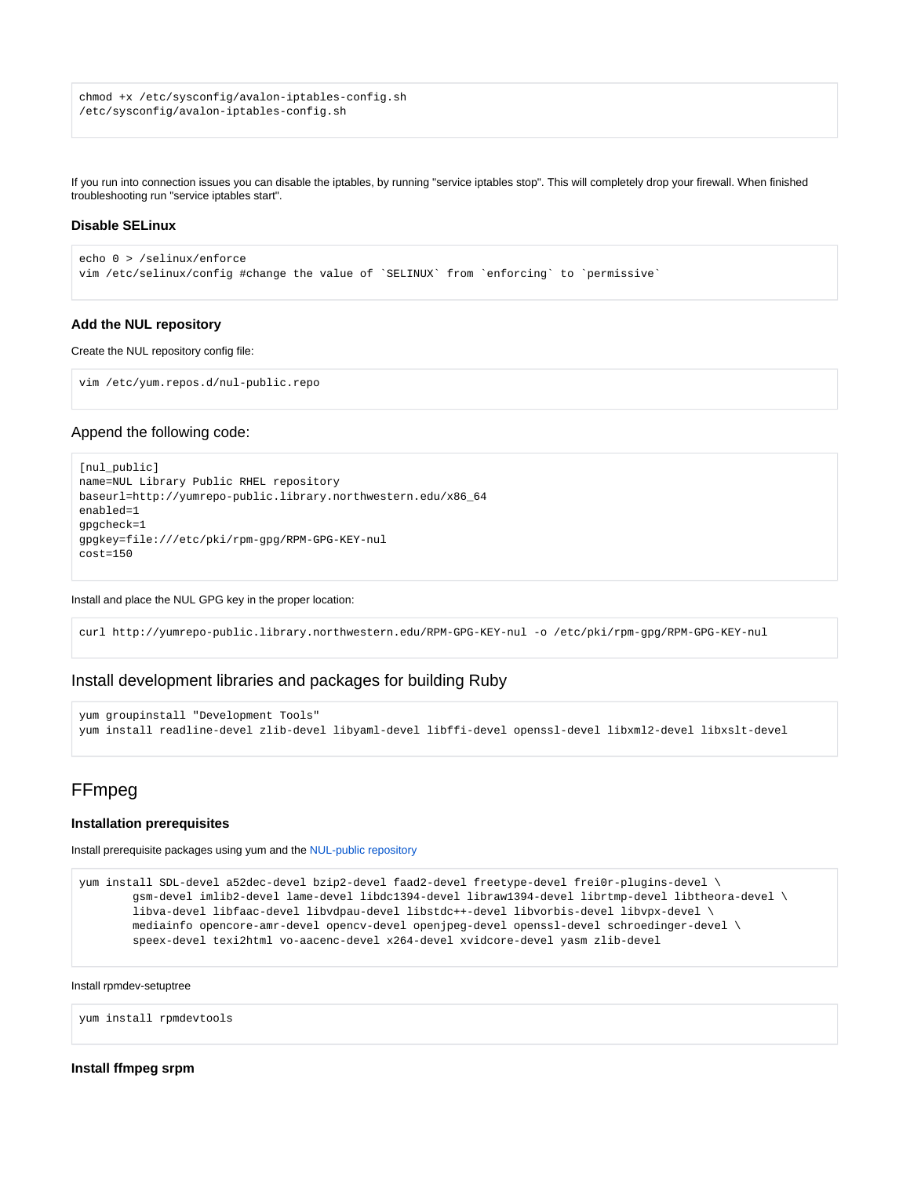```
chmod +x /etc/sysconfig/avalon-iptables-config.sh
/etc/sysconfig/avalon-iptables-config.sh
```

If you run into connection issues you can disable the iptables, by running "service iptables stop". This will completely drop your firewall. When finished troubleshooting run "service iptables start".

### Disable SELinux

```
echo 0 > /selinux/enforce
vim /etc/selinux/config #change the value of `SELINUX` from `enforcing` to `permissive`
```

### Add the NUL repository

Create the NUL repository config file:

```
vim /etc/yum.repos.d/nul-public.repo
```

## Append the following code:

```
[nul_public]
name=NUL Library Public RHEL repository
baseurl=http://yumrepo-public.library.northwestern.edu/x86_64
enabled=1
gpgcheck=1
gpgkey=file:///etc/pki/rpm-gpg/RPM-GPG-KEY-nul
cost=150
```

Install and place the NUL GPG key in the proper location:

```
curl http://yumrepo-public.library.northwestern.edu/RPM-GPG-KEY-nul -o /etc/pki/rpm-gpg/RPM-GPG-KEY-nul
```

## Install development libraries and packages for building Ruby

```
yum groupinstall "Development Tools"
yum install readline-devel zlib-devel libyaml-devel libffi-devel openssl-devel libxml2-devel libxslt-devel
```

# FFmpeg

### Installation prerequisites

Install prerequisite packages using yum and the NUL-public repository

```
yum install SDL-devel a52dec-devel bzip2-devel faad2-devel freetype-devel frei0r-plugins-devel \
        gsm-devel imlib2-devel lame-devel libdc1394-devel libraw1394-devel librtmp-devel libtheora-devel \
        libva-devel libfaac-devel libvdpau-devel libstdc++-devel libvorbis-devel libvpx-devel \
        mediainfo opencore-amr-devel opencv-devel openjpeg-devel openssl-devel schroedinger-devel \
        speex-devel texi2html vo-aacenc-devel x264-devel xvidcore-devel yasm zlib-devel
```

Install rpmdev-setuptree

```
yum install rpmdevtools
```

### Install ffmpeg srpm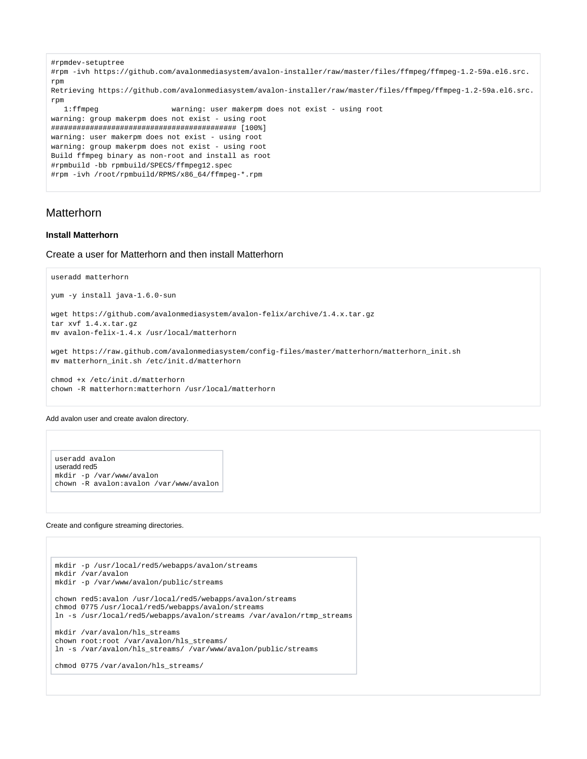```
#rpmdev-setuptree
#rpm -ivh https://github.com/avalonmediasystem/avalon-installer/raw/master/files/ffmpeg/ffmpeg-1.2-59a.el6.src.
rpm
Retrieving https://github.com/avalonmediasystem/avalon-installer/raw/master/files/ffmpeg/ffmpeg-1.2-59a.el6.src.
rpm
   1:ffmpeg                 warning: user makerpm does not exist - using root
warning: group makerpm does not exist - using root
########################################### [100%]
warning: user makerpm does not exist - using root
warning: group makerpm does not exist - using root
Build ffmpeg binary as non-root and install as root
#rpmbuild -bb rpmbuild/SPECS/ffmpeg12.spec
#rpm -ivh /root/rpmbuild/RPMS/x86_64/ffmpeg-*.rpm
```

## Matterhorn

**Install Matterhorn**

### Create a user for Matterhorn and then install Matterhorn

```
useradd matterhorn

yum -y install java-1.6.0-sun

wget https://github.com/avalonmediasystem/avalon-felix/archive/1.4.x.tar.gz
tar xvf 1.4.x.tar.gz
mv avalon-felix-1.4.x /usr/local/matterhorn

wget https://raw.github.com/avalonmediasystem/config-files/master/matterhorn/matterhorn_init.sh
mv matterhorn_init.sh /etc/init.d/matterhorn

chmod +x /etc/init.d/matterhorn
chown -R matterhorn:matterhorn /usr/local/matterhorn
```

Add avalon user and create avalon directory.

```
useradd avalon
useradd red5
mkdir -p /var/www/avalon
chown -R avalon:avalon /var/www/avalon
```

Create and configure streaming directories.

```
mkdir -p /usr/local/red5/webapps/avalon/streams
mkdir /var/avalon
mkdir -p /var/www/avalon/public/streams

chown red5:avalon /usr/local/red5/webapps/avalon/streams
chmod 0775 /usr/local/red5/webapps/avalon/streams
ln -s /usr/local/red5/webapps/avalon/streams /var/avalon/rtmp_streams

mkdir /var/avalon/hls_streams
chown root:root /var/avalon/hls_streams/
ln -s /var/avalon/hls_streams/ /var/www/avalon/public/streams

chmod 0775 /var/avalon/hls_streams/
```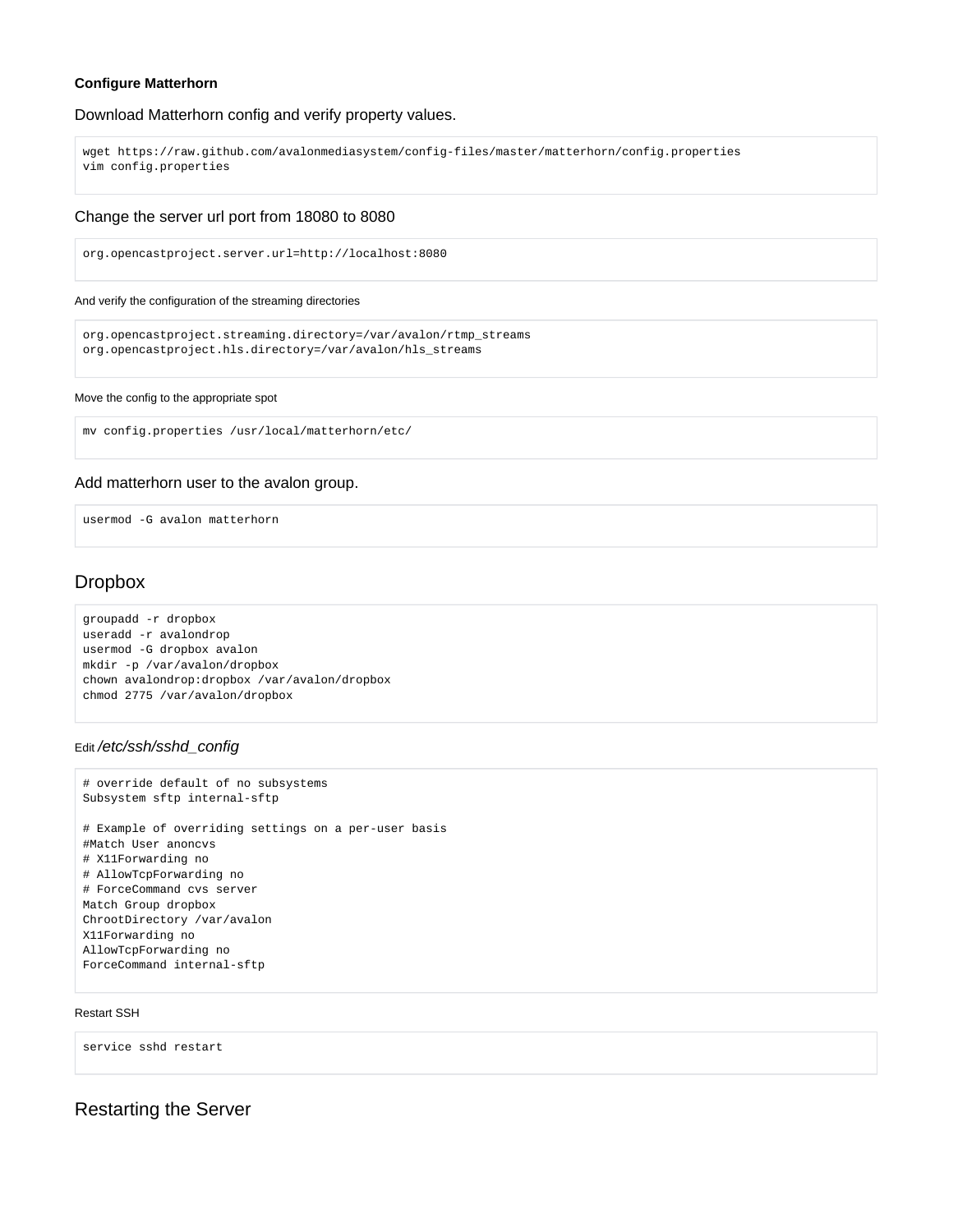#### Configure Matterhorn

Download Matterhorn config and verify property values.

```
wget https://raw.github.com/avalonmediasystem/config-files/master/matterhorn/config.properties
vim config.properties
```

Change the server url port from 18080 to 8080

```
org.opencastproject.server.url=http://localhost:8080
```

And verify the configuration of the streaming directories

```
org.opencastproject.streaming.directory=/var/avalon/rtmp_streams
org.opencastproject.hls.directory=/var/avalon/hls_streams
```

Move the config to the appropriate spot

```
mv config.properties /usr/local/matterhorn/etc/
```

Add matterhorn user to the avalon group.

```
usermod -G avalon matterhorn
```

## Dropbox

```
groupadd -r dropbox
useradd -r avalondrop
usermod -G dropbox avalon
mkdir -p /var/avalon/dropbox
chown avalondrop:dropbox /var/avalon/dropbox
chmod 2775 /var/avalon/dropbox
```

Edit */etc/ssh/sshd_config*

```
# override default of no subsystems
Subsystem sftp internal-sftp

# Example of overriding settings on a per-user basis
#Match User anoncvs
# X11Forwarding no
# AllowTcpForwarding no
# ForceCommand cvs server
Match Group dropbox
ChrootDirectory /var/avalon
X11Forwarding no
AllowTcpForwarding no
ForceCommand internal-sftp
```

Restart SSH

```
service sshd restart
```

## Restarting the Server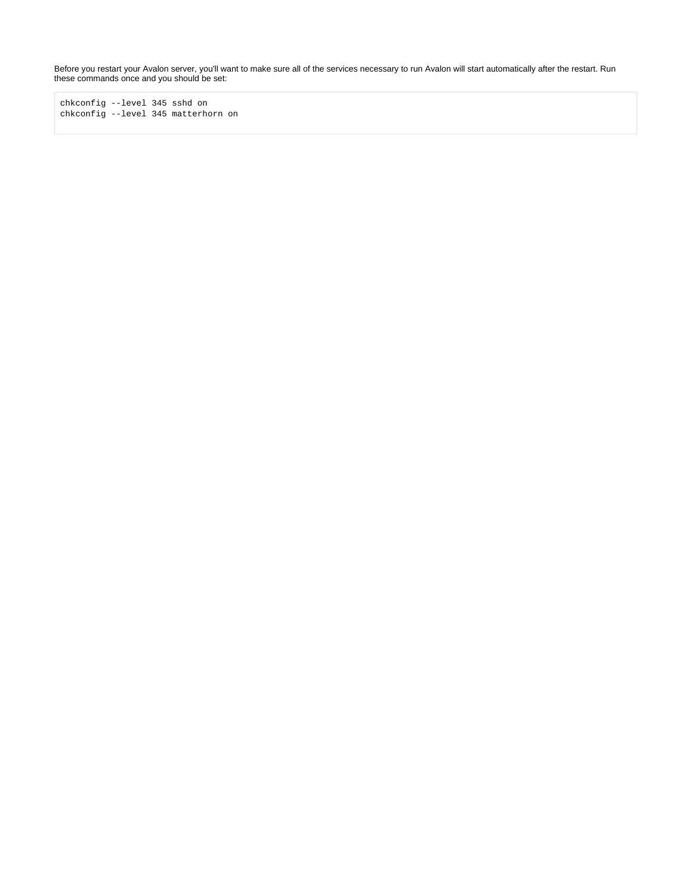Before you restart your Avalon server, you'll want to make sure all of the services necessary to run Avalon will start automatically after the restart. Run these commands once and you should be set:

```
chkconfig --level 345 sshd on
chkconfig --level 345 matterhorn on
```